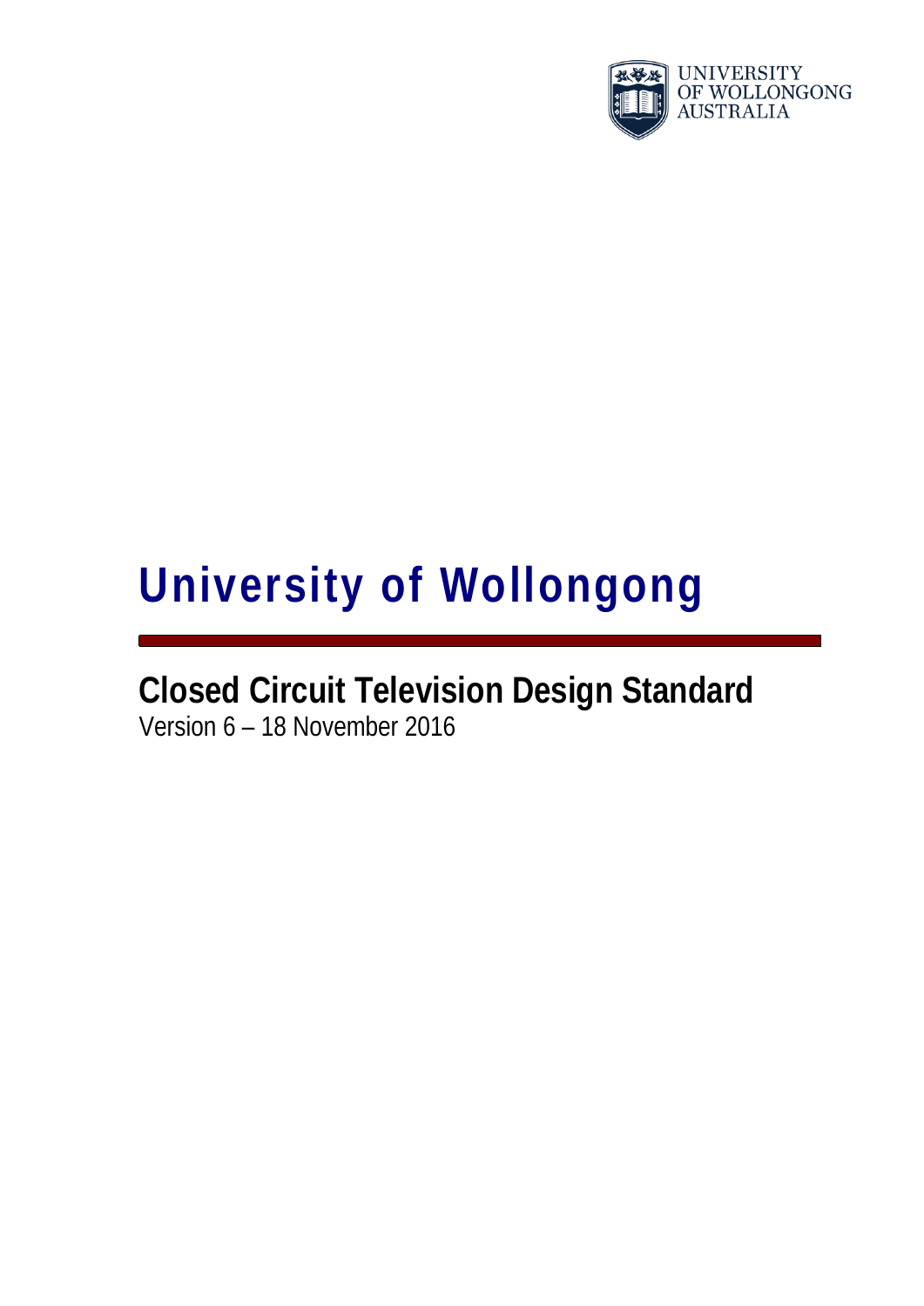UNIVERSITY OF WOLLONGONG AUSTRALIA

# University of Wollongong

## Closed Circuit Television Design Standard

Version 6 – 18 November 2016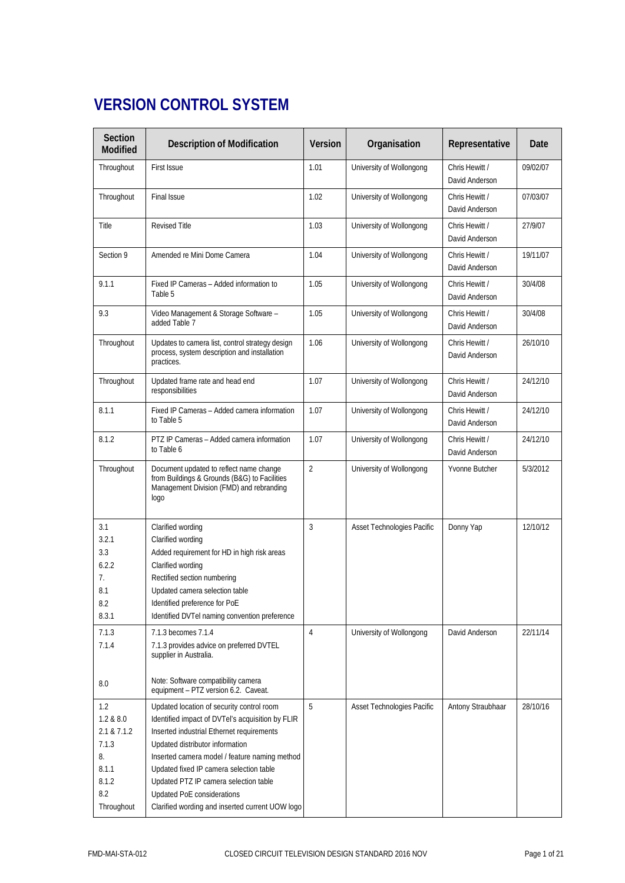# VERSION CONTROL SYSTEM

| Section Modified | Description of Modification | Version | Organisation | Representative | Date |
|---|---|---|---|---|---|
| Throughout | First Issue | 1.01 | University of Wollongong | Chris Hewitt / David Anderson | 09/02/07 |
| Throughout | Final Issue | 1.02 | University of Wollongong | Chris Hewitt / David Anderson | 07/03/07 |
| Title | Revised Title | 1.03 | University of Wollongong | Chris Hewitt / David Anderson | 27/9/07 |
| Section 9 | Amended re Mini Dome Camera | 1.04 | University of Wollongong | Chris Hewitt / David Anderson | 19/11/07 |
| 9.1.1 | Fixed IP Cameras – Added information to Table 5 | 1.05 | University of Wollongong | Chris Hewitt / David Anderson | 30/4/08 |
| 9.3 | Video Management & Storage Software – added Table 7 | 1.05 | University of Wollongong | Chris Hewitt / David Anderson | 30/4/08 |
| Throughout | Updates to camera list, control strategy design process, system description and installation practices. | 1.06 | University of Wollongong | Chris Hewitt / David Anderson | 26/10/10 |
| Throughout | Updated frame rate and head end responsibilities | 1.07 | University of Wollongong | Chris Hewitt / David Anderson | 24/12/10 |
| 8.1.1 | Fixed IP Cameras – Added camera information to Table 5 | 1.07 | University of Wollongong | Chris Hewitt / David Anderson | 24/12/10 |
| 8.1.2 | PTZ IP Cameras – Added camera information to Table 6 | 1.07 | University of Wollongong | Chris Hewitt / David Anderson | 24/12/10 |
| Throughout | Document updated to reflect name change from Buildings & Grounds (B&G) to Facilities Management Division (FMD) and rebranding logo | 2 | University of Wollongong | Yvonne Butcher | 5/3/2012 |
| 3.1<br>3.2.1<br>3.3<br>6.2.2<br>7.<br>8.1<br>8.2<br>8.3.1 | Clarified wording<br>Clarified wording<br>Added requirement for HD in high risk areas<br>Clarified wording<br>Rectified section numbering<br>Updated camera selection table<br>Identified preference for PoE<br>Identified DVTel naming convention preference | 3 | Asset Technologies Pacific | Donny Yap | 12/10/12 |
| 7.1.3<br>7.1.4<br><br>8.0 | 7.1.3 becomes 7.1.4<br>7.1.3 provides advice on preferred DVTEL supplier in Australia.<br><br>Note: Software compatibility camera equipment – PTZ version 6.2. Caveat. | 4 | University of Wollongong | David Anderson | 22/11/14 |
| 1.2<br>1.2 & 8.0<br>2.1 & 7.1.2<br>7.1.3<br>8.<br>8.1.1<br>8.1.2<br>8.2<br>Throughout | Updated location of security control room<br>Identified impact of DVTel's acquisition by FLIR<br>Inserted industrial Ethernet requirements<br>Updated distributor information<br>Inserted camera model / feature naming method<br>Updated fixed IP camera selection table<br>Updated PTZ IP camera selection table<br>Updated PoE considerations<br>Clarified wording and inserted current UOW logo | 5 | Asset Technologies Pacific | Antony Straubhaar | 28/10/16 |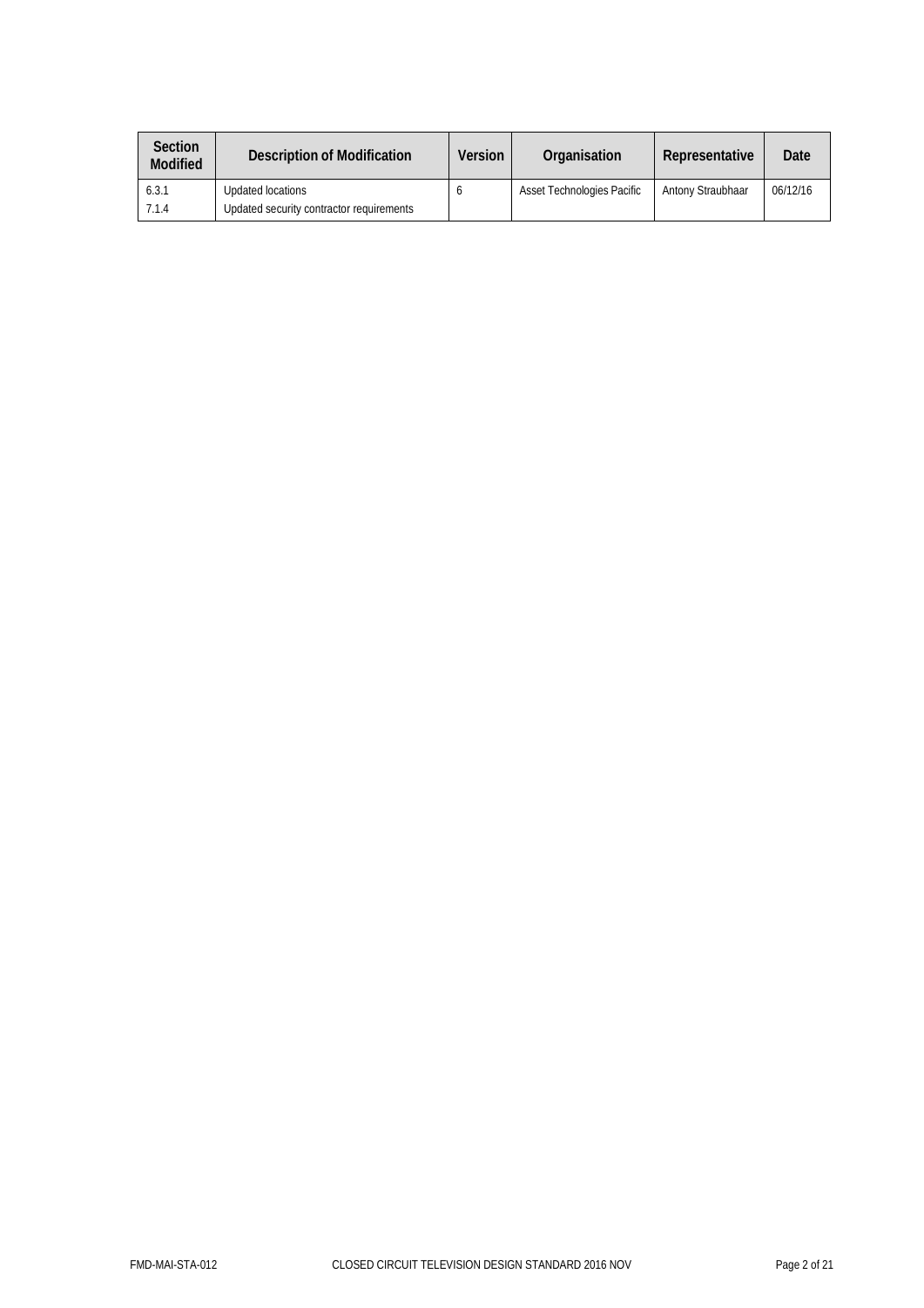| Section Modified | Description of Modification | Version | Organisation | Representative | Date |
|---|---|---|---|---|---|
| 6.3.1<br>7.1.4 | Updated locations<br>Updated security contractor requirements | 6 | Asset Technologies Pacific | Antony Straubhaar | 06/12/16 |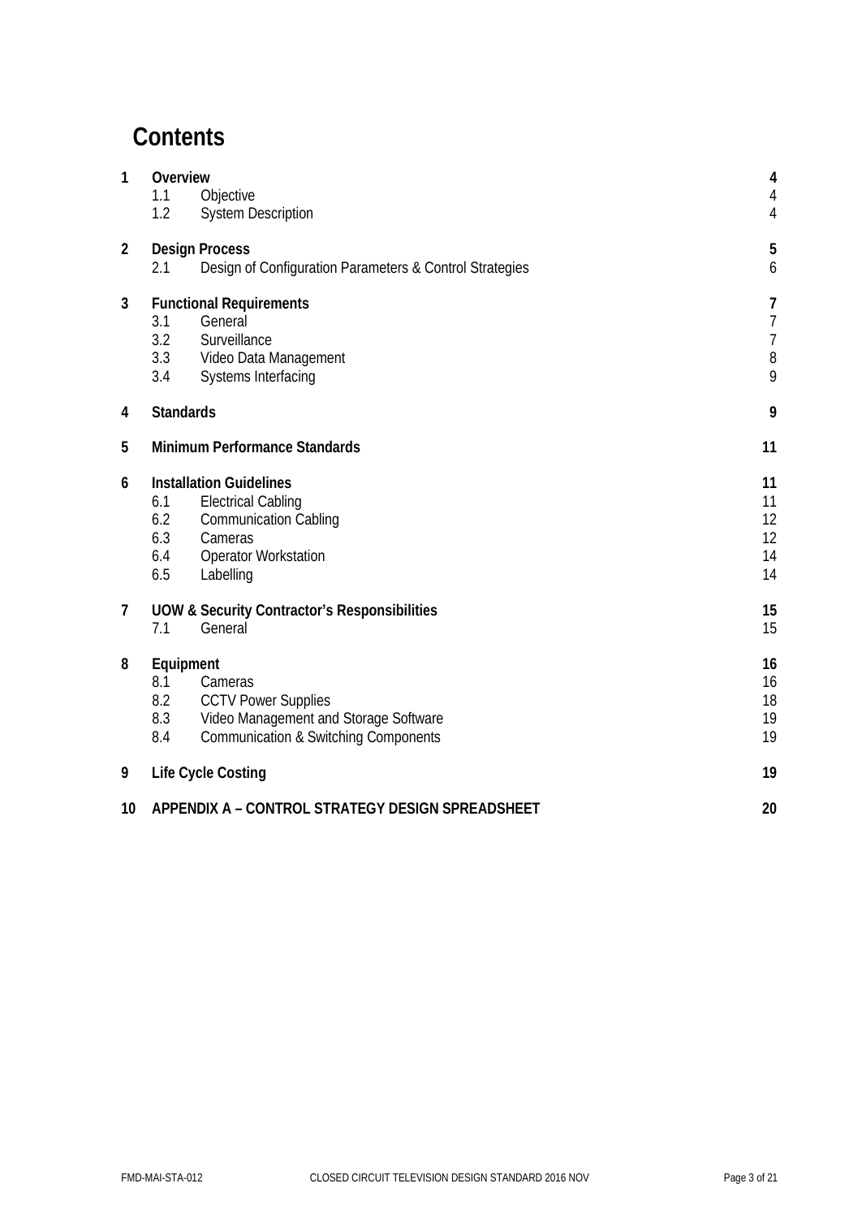# Contents

| | | | |
|---|---|---|---|
| **1** | **Overview** | | **4** |
| | 1.1 | Objective | 4 |
| | 1.2 | System Description | 4 |
| **2** | **Design Process** | | **5** |
| | 2.1 | Design of Configuration Parameters & Control Strategies | 6 |
| **3** | **Functional Requirements** | | **7** |
| | 3.1 | General | 7 |
| | 3.2 | Surveillance | 7 |
| | 3.3 | Video Data Management | 8 |
| | 3.4 | Systems Interfacing | 9 |
| **4** | **Standards** | | **9** |
| **5** | **Minimum Performance Standards** | | **11** |
| **6** | **Installation Guidelines** | | **11** |
| | 6.1 | Electrical Cabling | 11 |
| | 6.2 | Communication Cabling | 12 |
| | 6.3 | Cameras | 12 |
| | 6.4 | Operator Workstation | 14 |
| | 6.5 | Labelling | 14 |
| **7** | **UOW & Security Contractor's Responsibilities** | | **15** |
| | 7.1 | General | 15 |
| **8** | **Equipment** | | **16** |
| | 8.1 | Cameras | 16 |
| | 8.2 | CCTV Power Supplies | 18 |
| | 8.3 | Video Management and Storage Software | 19 |
| | 8.4 | Communication & Switching Components | 19 |
| **9** | **Life Cycle Costing** | | **19** |
| **10** | **APPENDIX A – CONTROL STRATEGY DESIGN SPREADSHEET** | | **20** |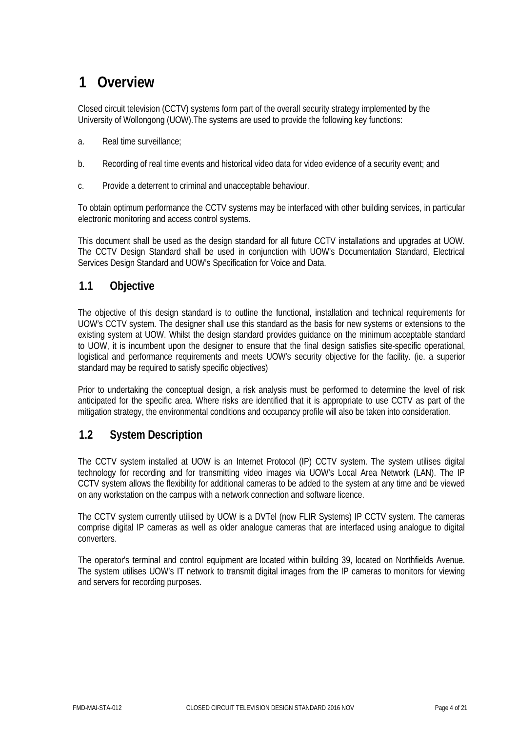# 1 Overview

Closed circuit television (CCTV) systems form part of the overall security strategy implemented by the University of Wollongong (UOW).The systems are used to provide the following key functions:

a. Real time surveillance;

b. Recording of real time events and historical video data for video evidence of a security event; and

c. Provide a deterrent to criminal and unacceptable behaviour.

To obtain optimum performance the CCTV systems may be interfaced with other building services, in particular electronic monitoring and access control systems.

This document shall be used as the design standard for all future CCTV installations and upgrades at UOW. The CCTV Design Standard shall be used in conjunction with UOW's Documentation Standard, Electrical Services Design Standard and UOW's Specification for Voice and Data.

## 1.1 Objective

The objective of this design standard is to outline the functional, installation and technical requirements for UOW's CCTV system. The designer shall use this standard as the basis for new systems or extensions to the existing system at UOW. Whilst the design standard provides guidance on the minimum acceptable standard to UOW, it is incumbent upon the designer to ensure that the final design satisfies site-specific operational, logistical and performance requirements and meets UOW's security objective for the facility. (ie. a superior standard may be required to satisfy specific objectives)

Prior to undertaking the conceptual design, a risk analysis must be performed to determine the level of risk anticipated for the specific area. Where risks are identified that it is appropriate to use CCTV as part of the mitigation strategy, the environmental conditions and occupancy profile will also be taken into consideration.

## 1.2 System Description

The CCTV system installed at UOW is an Internet Protocol (IP) CCTV system. The system utilises digital technology for recording and for transmitting video images via UOW's Local Area Network (LAN). The IP CCTV system allows the flexibility for additional cameras to be added to the system at any time and be viewed on any workstation on the campus with a network connection and software licence.

The CCTV system currently utilised by UOW is a DVTel (now FLIR Systems) IP CCTV system. The cameras comprise digital IP cameras as well as older analogue cameras that are interfaced using analogue to digital converters.

The operator's terminal and control equipment are located within building 39, located on Northfields Avenue. The system utilises UOW's IT network to transmit digital images from the IP cameras to monitors for viewing and servers for recording purposes.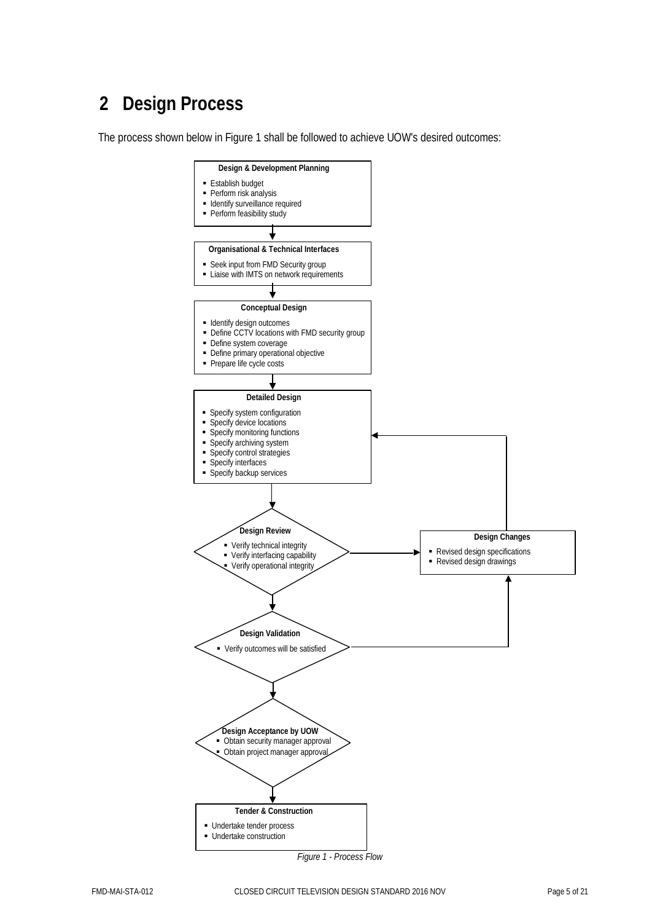# 2 Design Process

The process shown below in Figure 1 shall be followed to achieve UOW's desired outcomes:

**Design & Development Planning**

- Establish budget
- Perform risk analysis
- Identify surveillance required
- Perform feasibility study

**Organisational & Technical Interfaces**

- Seek input from FMD Security group
- Liaise with IMTS on network requirements

**Conceptual Design**

- Identify design outcomes
- Define CCTV locations with FMD security group
- Define system coverage
- Define primary operational objective
- Prepare life cycle costs

**Detailed Design**

- Specify system configuration
- Specify device locations
- Specify monitoring functions
- Specify archiving system
- Specify control strategies
- Specify interfaces
- Specify backup services

**Design Review**

- Verify technical integrity
- Verify interfacing capability
- Verify operational integrity

**Design Changes**

- Revised design specifications
- Revised design drawings

**Design Validation**

- Verify outcomes will be satisfied

**Design Acceptance by UOW**

- Obtain security manager approval
- Obtain project manager approval

**Tender & Construction**

- Undertake tender process
- Undertake construction

*Figure 1 - Process Flow*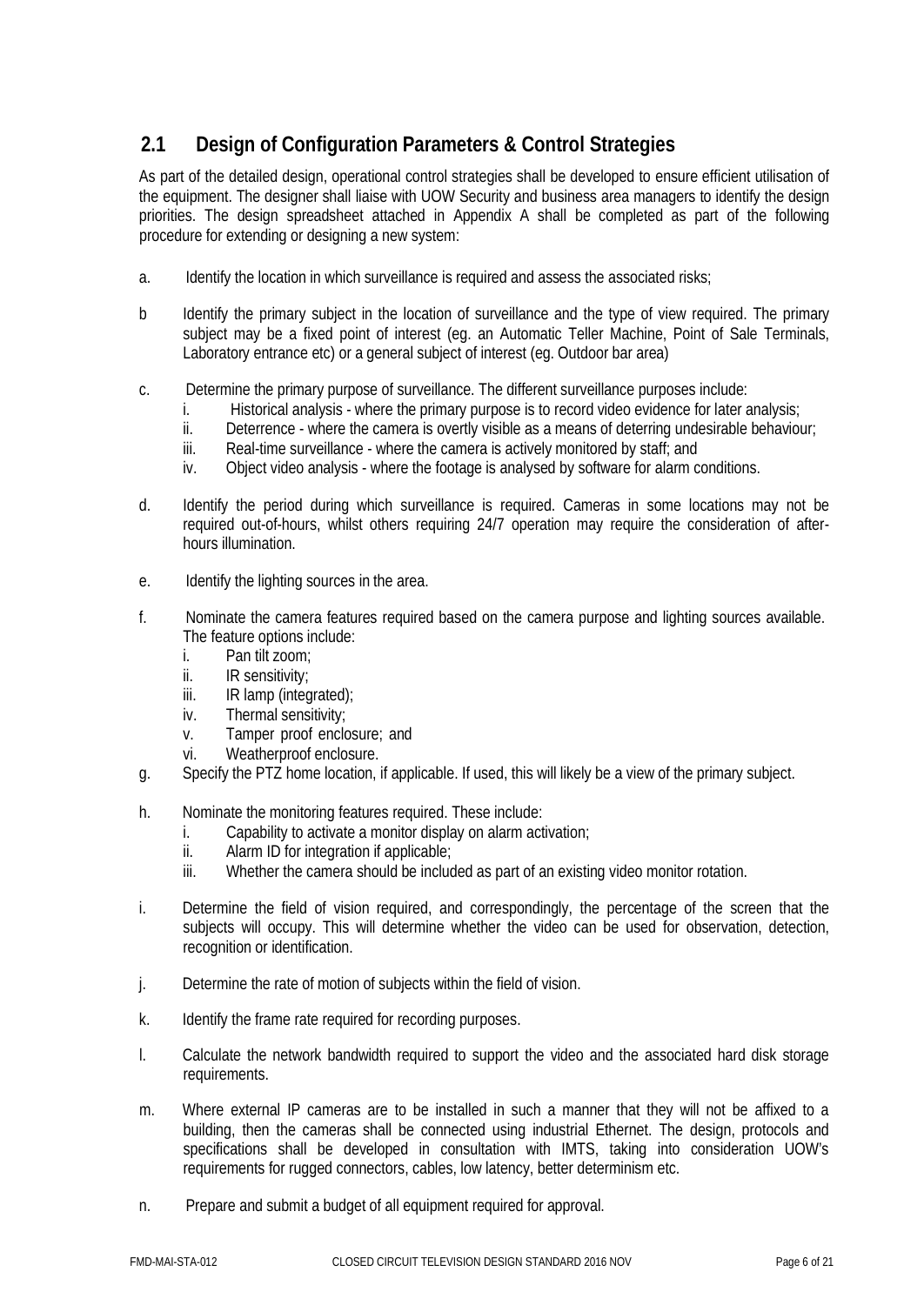## 2.1 Design of Configuration Parameters & Control Strategies

As part of the detailed design, operational control strategies shall be developed to ensure efficient utilisation of the equipment. The designer shall liaise with UOW Security and business area managers to identify the design priorities. The design spreadsheet attached in Appendix A shall be completed as part of the following procedure for extending or designing a new system:

a. Identify the location in which surveillance is required and assess the associated risks;

b Identify the primary subject in the location of surveillance and the type of view required. The primary subject may be a fixed point of interest (eg. an Automatic Teller Machine, Point of Sale Terminals, Laboratory entrance etc) or a general subject of interest (eg. Outdoor bar area)

c. Determine the primary purpose of surveillance. The different surveillance purposes include:
   i. Historical analysis - where the primary purpose is to record video evidence for later analysis;
   ii. Deterrence - where the camera is overtly visible as a means of deterring undesirable behaviour;
   iii. Real-time surveillance - where the camera is actively monitored by staff; and
   iv. Object video analysis - where the footage is analysed by software for alarm conditions.

d. Identify the period during which surveillance is required. Cameras in some locations may not be required out-of-hours, whilst others requiring 24/7 operation may require the consideration of after-hours illumination.

e. Identify the lighting sources in the area.

f. Nominate the camera features required based on the camera purpose and lighting sources available. The feature options include:
   i. Pan tilt zoom;
   ii. IR sensitivity;
   iii. IR lamp (integrated);
   iv. Thermal sensitivity;
   v. Tamper proof enclosure; and
   vi. Weatherproof enclosure.

g. Specify the PTZ home location, if applicable. If used, this will likely be a view of the primary subject.

h. Nominate the monitoring features required. These include:
   i. Capability to activate a monitor display on alarm activation;
   ii. Alarm ID for integration if applicable;
   iii. Whether the camera should be included as part of an existing video monitor rotation.

i. Determine the field of vision required, and correspondingly, the percentage of the screen that the subjects will occupy. This will determine whether the video can be used for observation, detection, recognition or identification.

j. Determine the rate of motion of subjects within the field of vision.

k. Identify the frame rate required for recording purposes.

l. Calculate the network bandwidth required to support the video and the associated hard disk storage requirements.

m. Where external IP cameras are to be installed in such a manner that they will not be affixed to a building, then the cameras shall be connected using industrial Ethernet. The design, protocols and specifications shall be developed in consultation with IMTS, taking into consideration UOW's requirements for rugged connectors, cables, low latency, better determinism etc.

n. Prepare and submit a budget of all equipment required for approval.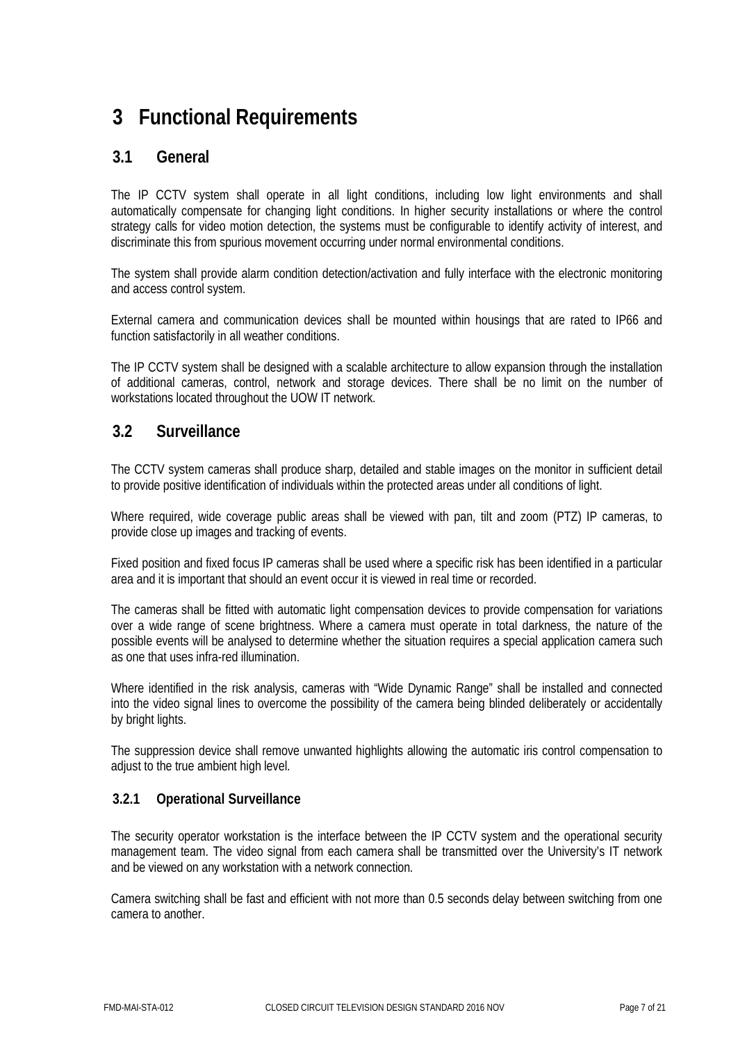# 3 Functional Requirements

## 3.1 General

The IP CCTV system shall operate in all light conditions, including low light environments and shall automatically compensate for changing light conditions. In higher security installations or where the control strategy calls for video motion detection, the systems must be configurable to identify activity of interest, and discriminate this from spurious movement occurring under normal environmental conditions.

The system shall provide alarm condition detection/activation and fully interface with the electronic monitoring and access control system.

External camera and communication devices shall be mounted within housings that are rated to IP66 and function satisfactorily in all weather conditions.

The IP CCTV system shall be designed with a scalable architecture to allow expansion through the installation of additional cameras, control, network and storage devices. There shall be no limit on the number of workstations located throughout the UOW IT network.

## 3.2 Surveillance

The CCTV system cameras shall produce sharp, detailed and stable images on the monitor in sufficient detail to provide positive identification of individuals within the protected areas under all conditions of light.

Where required, wide coverage public areas shall be viewed with pan, tilt and zoom (PTZ) IP cameras, to provide close up images and tracking of events.

Fixed position and fixed focus IP cameras shall be used where a specific risk has been identified in a particular area and it is important that should an event occur it is viewed in real time or recorded.

The cameras shall be fitted with automatic light compensation devices to provide compensation for variations over a wide range of scene brightness. Where a camera must operate in total darkness, the nature of the possible events will be analysed to determine whether the situation requires a special application camera such as one that uses infra-red illumination.

Where identified in the risk analysis, cameras with "Wide Dynamic Range" shall be installed and connected into the video signal lines to overcome the possibility of the camera being blinded deliberately or accidentally by bright lights.

The suppression device shall remove unwanted highlights allowing the automatic iris control compensation to adjust to the true ambient high level.

### 3.2.1 Operational Surveillance

The security operator workstation is the interface between the IP CCTV system and the operational security management team. The video signal from each camera shall be transmitted over the University's IT network and be viewed on any workstation with a network connection.

Camera switching shall be fast and efficient with not more than 0.5 seconds delay between switching from one camera to another.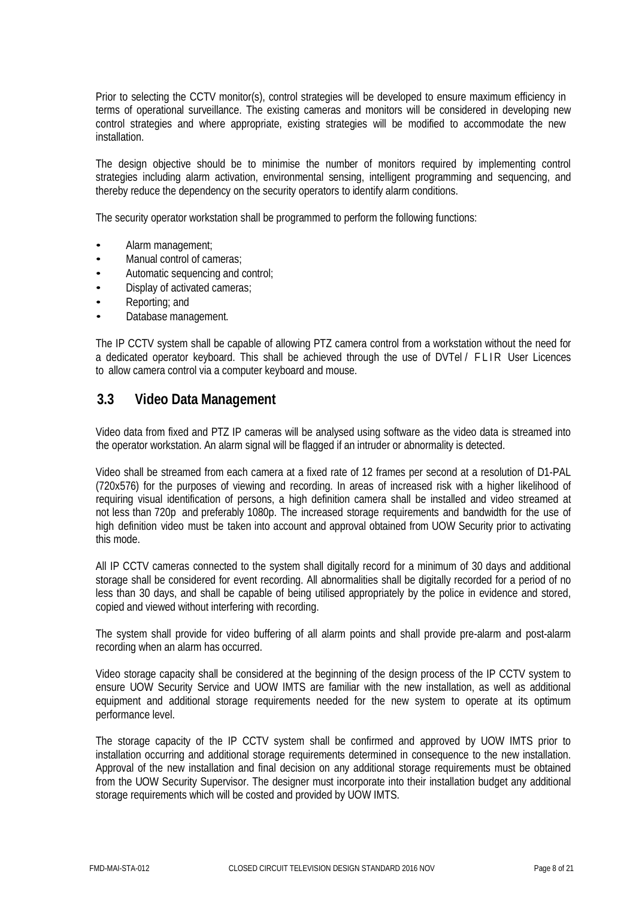Prior to selecting the CCTV monitor(s), control strategies will be developed to ensure maximum efficiency in terms of operational surveillance. The existing cameras and monitors will be considered in developing new control strategies and where appropriate, existing strategies will be modified to accommodate the new installation.

The design objective should be to minimise the number of monitors required by implementing control strategies including alarm activation, environmental sensing, intelligent programming and sequencing, and thereby reduce the dependency on the security operators to identify alarm conditions.

The security operator workstation shall be programmed to perform the following functions:

- Alarm management;
- Manual control of cameras;
- Automatic sequencing and control;
- Display of activated cameras;
- Reporting; and
- Database management.

The IP CCTV system shall be capable of allowing PTZ camera control from a workstation without the need for a dedicated operator keyboard. This shall be achieved through the use of DVTel / FLIR User Licences to allow camera control via a computer keyboard and mouse.

## 3.3 Video Data Management

Video data from fixed and PTZ IP cameras will be analysed using software as the video data is streamed into the operator workstation. An alarm signal will be flagged if an intruder or abnormality is detected.

Video shall be streamed from each camera at a fixed rate of 12 frames per second at a resolution of D1-PAL (720x576) for the purposes of viewing and recording. In areas of increased risk with a higher likelihood of requiring visual identification of persons, a high definition camera shall be installed and video streamed at not less than 720p and preferably 1080p. The increased storage requirements and bandwidth for the use of high definition video must be taken into account and approval obtained from UOW Security prior to activating this mode.

All IP CCTV cameras connected to the system shall digitally record for a minimum of 30 days and additional storage shall be considered for event recording. All abnormalities shall be digitally recorded for a period of no less than 30 days, and shall be capable of being utilised appropriately by the police in evidence and stored, copied and viewed without interfering with recording.

The system shall provide for video buffering of all alarm points and shall provide pre-alarm and post-alarm recording when an alarm has occurred.

Video storage capacity shall be considered at the beginning of the design process of the IP CCTV system to ensure UOW Security Service and UOW IMTS are familiar with the new installation, as well as additional equipment and additional storage requirements needed for the new system to operate at its optimum performance level.

The storage capacity of the IP CCTV system shall be confirmed and approved by UOW IMTS prior to installation occurring and additional storage requirements determined in consequence to the new installation. Approval of the new installation and final decision on any additional storage requirements must be obtained from the UOW Security Supervisor. The designer must incorporate into their installation budget any additional storage requirements which will be costed and provided by UOW IMTS.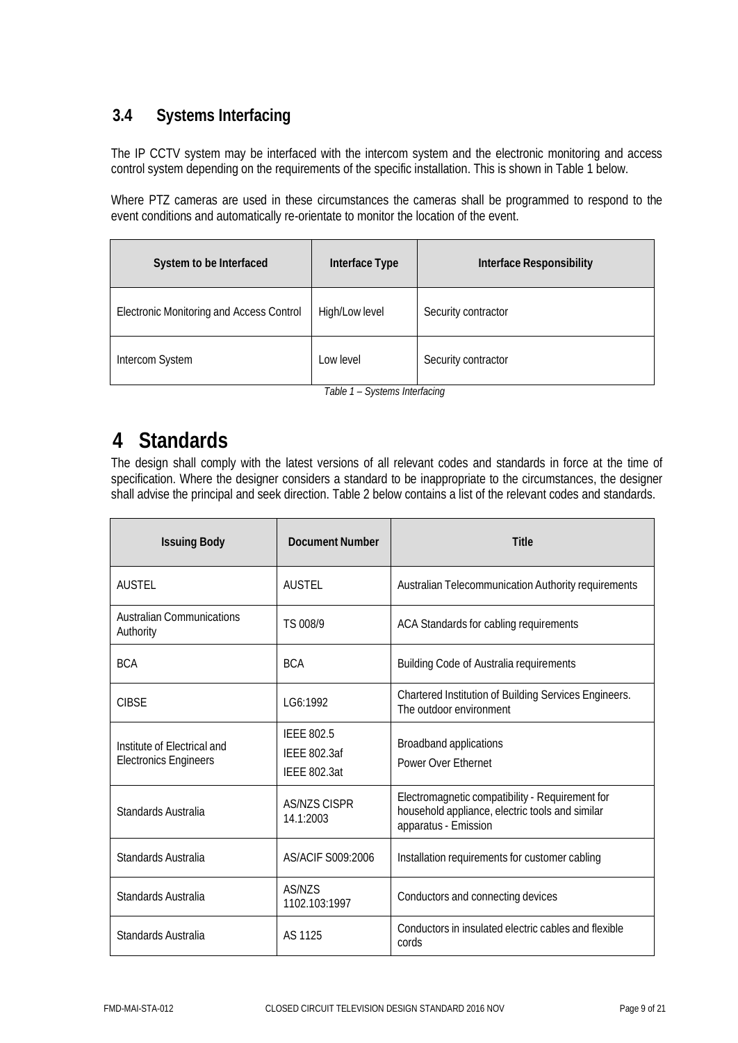### 3.4 Systems Interfacing

The IP CCTV system may be interfaced with the intercom system and the electronic monitoring and access control system depending on the requirements of the specific installation. This is shown in Table 1 below.

Where PTZ cameras are used in these circumstances the cameras shall be programmed to respond to the event conditions and automatically re-orientate to monitor the location of the event.

| System to be Interfaced | Interface Type | Interface Responsibility |
|---|---|---|
| Electronic Monitoring and Access Control | High/Low level | Security contractor |
| Intercom System | Low level | Security contractor |

*Table 1 – Systems Interfacing*

# 4 Standards

The design shall comply with the latest versions of all relevant codes and standards in force at the time of specification. Where the designer considers a standard to be inappropriate to the circumstances, the designer shall advise the principal and seek direction. Table 2 below contains a list of the relevant codes and standards.

| Issuing Body | Document Number | Title |
|---|---|---|
| AUSTEL | AUSTEL | Australian Telecommunication Authority requirements |
| Australian Communications Authority | TS 008/9 | ACA Standards for cabling requirements |
| BCA | BCA | Building Code of Australia requirements |
| CIBSE | LG6:1992 | Chartered Institution of Building Services Engineers. The outdoor environment |
| Institute of Electrical and Electronics Engineers | IEEE 802.5<br>IEEE 802.3af<br>IEEE 802.3at | Broadband applications<br>Power Over Ethernet |
| Standards Australia | AS/NZS CISPR 14.1:2003 | Electromagnetic compatibility - Requirement for household appliance, electric tools and similar apparatus - Emission |
| Standards Australia | AS/ACIF S009:2006 | Installation requirements for customer cabling |
| Standards Australia | AS/NZS 1102.103:1997 | Conductors and connecting devices |
| Standards Australia | AS 1125 | Conductors in insulated electric cables and flexible cords |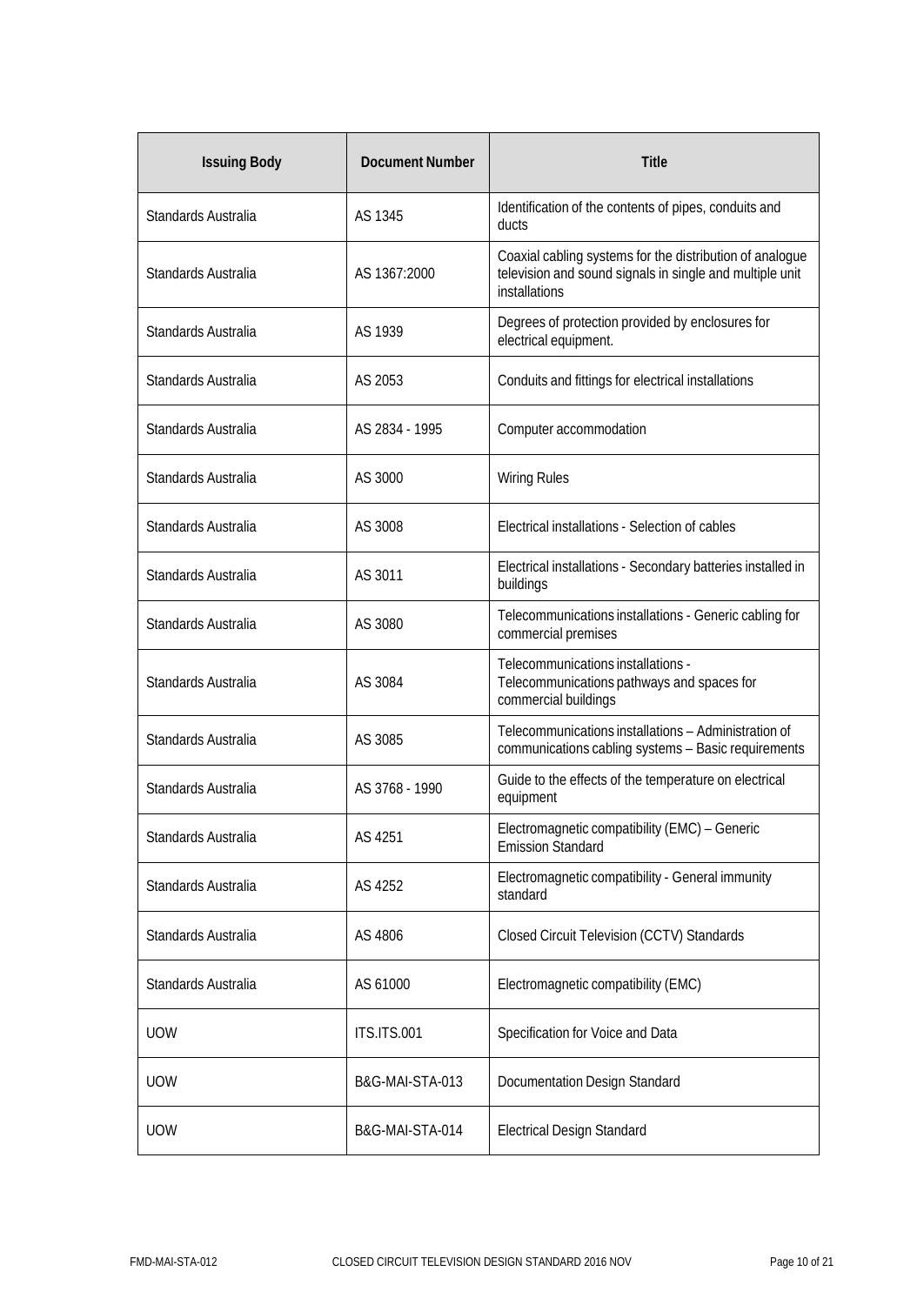| Issuing Body | Document Number | Title |
|---|---|---|
| Standards Australia | AS 1345 | Identification of the contents of pipes, conduits and ducts |
| Standards Australia | AS 1367:2000 | Coaxial cabling systems for the distribution of analogue television and sound signals in single and multiple unit installations |
| Standards Australia | AS 1939 | Degrees of protection provided by enclosures for electrical equipment. |
| Standards Australia | AS 2053 | Conduits and fittings for electrical installations |
| Standards Australia | AS 2834 - 1995 | Computer accommodation |
| Standards Australia | AS 3000 | Wiring Rules |
| Standards Australia | AS 3008 | Electrical installations - Selection of cables |
| Standards Australia | AS 3011 | Electrical installations - Secondary batteries installed in buildings |
| Standards Australia | AS 3080 | Telecommunications installations - Generic cabling for commercial premises |
| Standards Australia | AS 3084 | Telecommunications installations - Telecommunications pathways and spaces for commercial buildings |
| Standards Australia | AS 3085 | Telecommunications installations – Administration of communications cabling systems – Basic requirements |
| Standards Australia | AS 3768 - 1990 | Guide to the effects of the temperature on electrical equipment |
| Standards Australia | AS 4251 | Electromagnetic compatibility (EMC) – Generic Emission Standard |
| Standards Australia | AS 4252 | Electromagnetic compatibility - General immunity standard |
| Standards Australia | AS 4806 | Closed Circuit Television (CCTV) Standards |
| Standards Australia | AS 61000 | Electromagnetic compatibility (EMC) |
| UOW | ITS.ITS.001 | Specification for Voice and Data |
| UOW | B&G-MAI-STA-013 | Documentation Design Standard |
| UOW | B&G-MAI-STA-014 | Electrical Design Standard |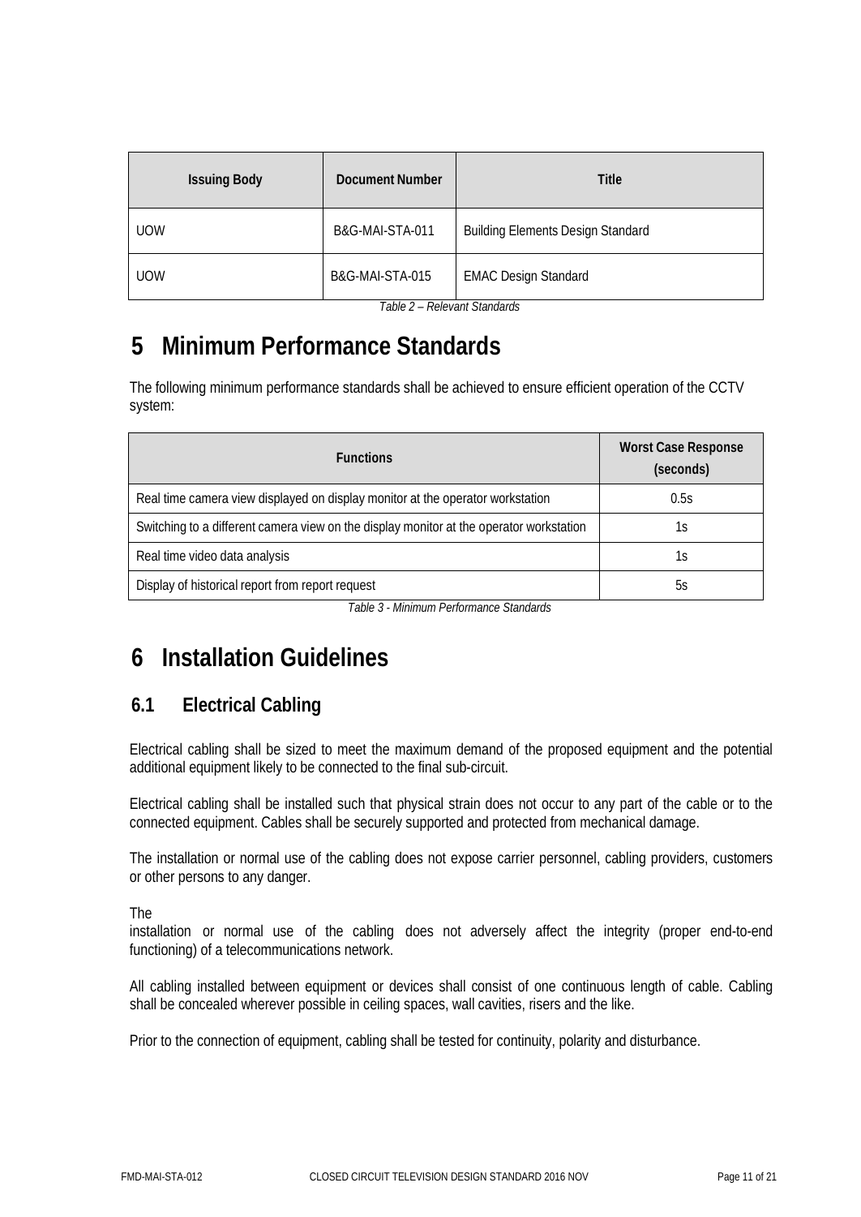| Issuing Body | Document Number | Title |
|---|---|---|
| UOW | B&G-MAI-STA-011 | Building Elements Design Standard |
| UOW | B&G-MAI-STA-015 | EMAC Design Standard |

*Table 2 – Relevant Standards*

# 5 Minimum Performance Standards

The following minimum performance standards shall be achieved to ensure efficient operation of the CCTV system:

| Functions | Worst Case Response (seconds) |
|---|---|
| Real time camera view displayed on display monitor at the operator workstation | 0.5s |
| Switching to a different camera view on the display monitor at the operator workstation | 1s |
| Real time video data analysis | 1s |
| Display of historical report from report request | 5s |

*Table 3 - Minimum Performance Standards*

# 6 Installation Guidelines

## 6.1 Electrical Cabling

Electrical cabling shall be sized to meet the maximum demand of the proposed equipment and the potential additional equipment likely to be connected to the final sub-circuit.

Electrical cabling shall be installed such that physical strain does not occur to any part of the cable or to the connected equipment. Cables shall be securely supported and protected from mechanical damage.

The installation or normal use of the cabling does not expose carrier personnel, cabling providers, customers or other persons to any danger.

The installation or normal use of the cabling does not adversely affect the integrity (proper end-to-end functioning) of a telecommunications network.

All cabling installed between equipment or devices shall consist of one continuous length of cable. Cabling shall be concealed wherever possible in ceiling spaces, wall cavities, risers and the like.

Prior to the connection of equipment, cabling shall be tested for continuity, polarity and disturbance.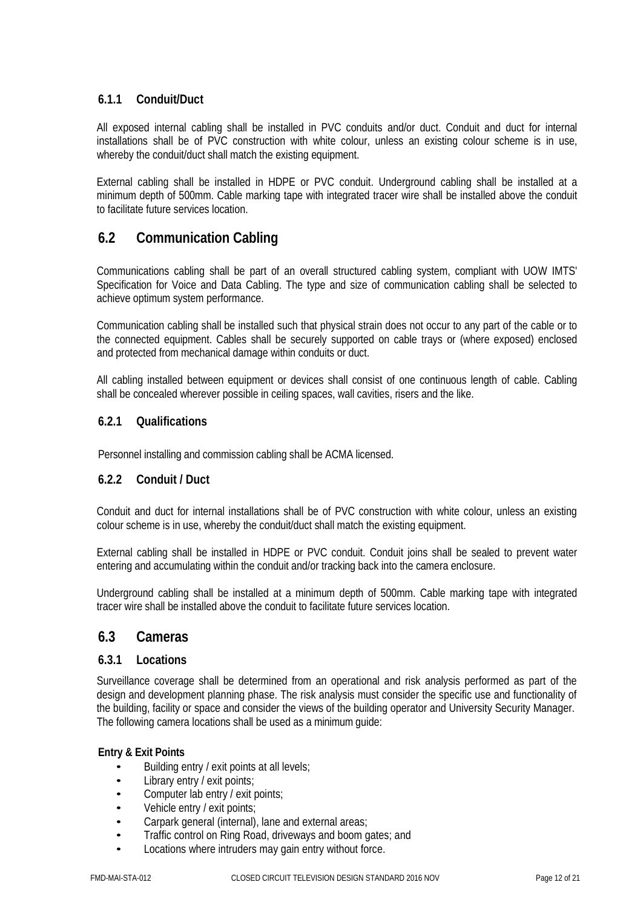### 6.1.1 Conduit/Duct

All exposed internal cabling shall be installed in PVC conduits and/or duct. Conduit and duct for internal installations shall be of PVC construction with white colour, unless an existing colour scheme is in use, whereby the conduit/duct shall match the existing equipment.

External cabling shall be installed in HDPE or PVC conduit. Underground cabling shall be installed at a minimum depth of 500mm. Cable marking tape with integrated tracer wire shall be installed above the conduit to facilitate future services location.

## 6.2 Communication Cabling

Communications cabling shall be part of an overall structured cabling system, compliant with UOW IMTS' Specification for Voice and Data Cabling. The type and size of communication cabling shall be selected to achieve optimum system performance.

Communication cabling shall be installed such that physical strain does not occur to any part of the cable or to the connected equipment. Cables shall be securely supported on cable trays or (where exposed) enclosed and protected from mechanical damage within conduits or duct.

All cabling installed between equipment or devices shall consist of one continuous length of cable. Cabling shall be concealed wherever possible in ceiling spaces, wall cavities, risers and the like.

### 6.2.1 Qualifications

Personnel installing and commission cabling shall be ACMA licensed.

### 6.2.2 Conduit / Duct

Conduit and duct for internal installations shall be of PVC construction with white colour, unless an existing colour scheme is in use, whereby the conduit/duct shall match the existing equipment.

External cabling shall be installed in HDPE or PVC conduit. Conduit joins shall be sealed to prevent water entering and accumulating within the conduit and/or tracking back into the camera enclosure.

Underground cabling shall be installed at a minimum depth of 500mm. Cable marking tape with integrated tracer wire shall be installed above the conduit to facilitate future services location.

## 6.3 Cameras

### 6.3.1 Locations

Surveillance coverage shall be determined from an operational and risk analysis performed as part of the design and development planning phase. The risk analysis must consider the specific use and functionality of the building, facility or space and consider the views of the building operator and University Security Manager. The following camera locations shall be used as a minimum guide:

**Entry & Exit Points**

- Building entry / exit points at all levels;
- Library entry / exit points;
- Computer lab entry / exit points;
- Vehicle entry / exit points;
- Carpark general (internal), lane and external areas;
- Traffic control on Ring Road, driveways and boom gates; and
- Locations where intruders may gain entry without force.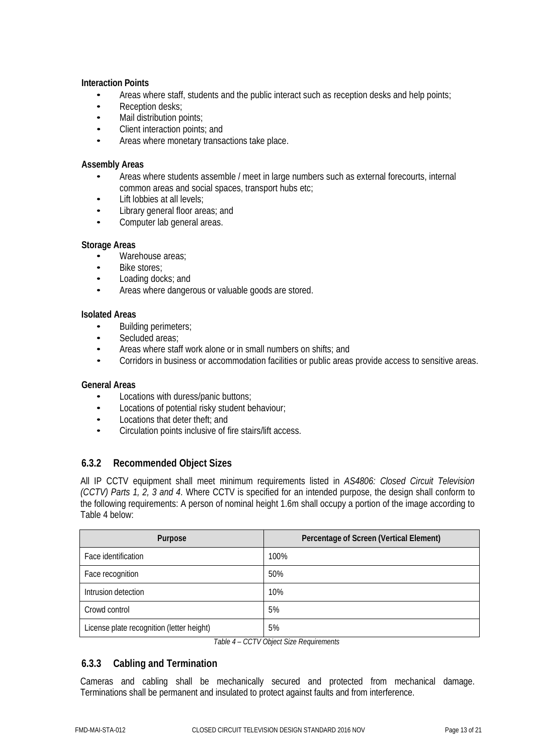**Interaction Points**

- Areas where staff, students and the public interact such as reception desks and help points;
- Reception desks;
- Mail distribution points;
- Client interaction points; and
- Areas where monetary transactions take place.

**Assembly Areas**

- Areas where students assemble / meet in large numbers such as external forecourts, internal common areas and social spaces, transport hubs etc;
- Lift lobbies at all levels;
- Library general floor areas; and
- Computer lab general areas.

**Storage Areas**

- Warehouse areas;
- Bike stores;
- Loading docks; and
- Areas where dangerous or valuable goods are stored.

**Isolated Areas**

- Building perimeters;
- Secluded areas;
- Areas where staff work alone or in small numbers on shifts; and
- Corridors in business or accommodation facilities or public areas provide access to sensitive areas.

**General Areas**

- Locations with duress/panic buttons;
- Locations of potential risky student behaviour;
- Locations that deter theft; and
- Circulation points inclusive of fire stairs/lift access.

### 6.3.2 Recommended Object Sizes

All IP CCTV equipment shall meet minimum requirements listed in *AS4806: Closed Circuit Television (CCTV) Parts 1, 2, 3 and 4*. Where CCTV is specified for an intended purpose, the design shall conform to the following requirements: A person of nominal height 1.6m shall occupy a portion of the image according to Table 4 below:

| Purpose | Percentage of Screen (Vertical Element) |
|---|---|
| Face identification | 100% |
| Face recognition | 50% |
| Intrusion detection | 10% |
| Crowd control | 5% |
| License plate recognition (letter height) | 5% |

*Table 4 – CCTV Object Size Requirements*

### 6.3.3 Cabling and Termination

Cameras and cabling shall be mechanically secured and protected from mechanical damage. Terminations shall be permanent and insulated to protect against faults and from interference.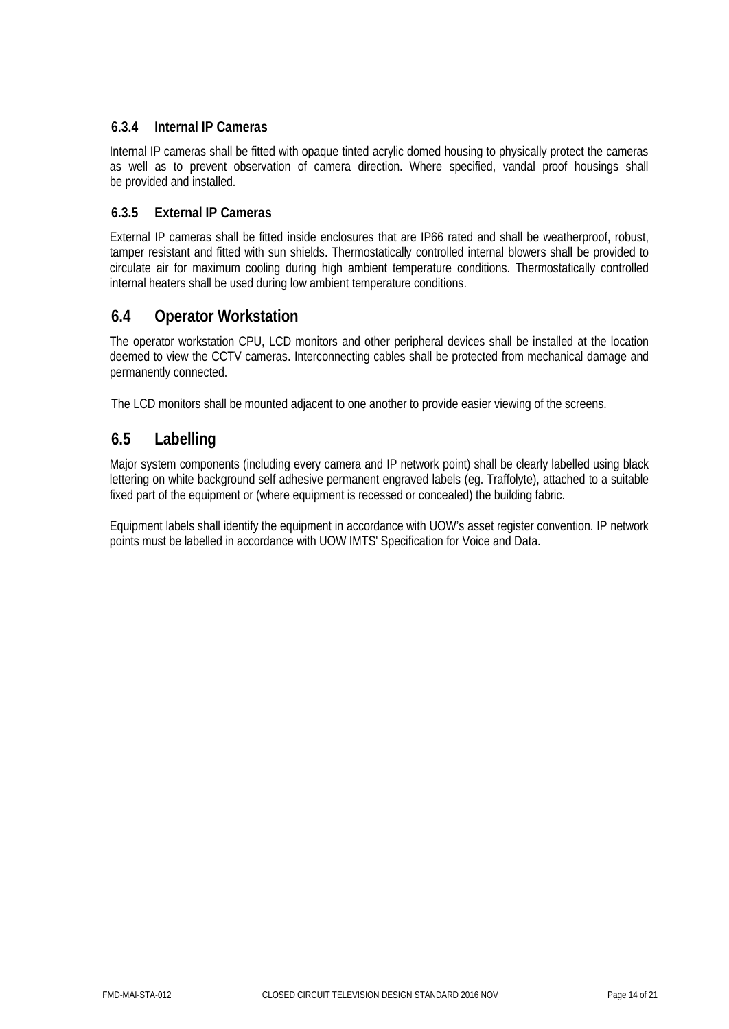#### 6.3.4 Internal IP Cameras

Internal IP cameras shall be fitted with opaque tinted acrylic domed housing to physically protect the cameras as well as to prevent observation of camera direction. Where specified, vandal proof housings shall be provided and installed.

#### 6.3.5 External IP Cameras

External IP cameras shall be fitted inside enclosures that are IP66 rated and shall be weatherproof, robust, tamper resistant and fitted with sun shields. Thermostatically controlled internal blowers shall be provided to circulate air for maximum cooling during high ambient temperature conditions. Thermostatically controlled internal heaters shall be used during low ambient temperature conditions.

### 6.4 Operator Workstation

The operator workstation CPU, LCD monitors and other peripheral devices shall be installed at the location deemed to view the CCTV cameras. Interconnecting cables shall be protected from mechanical damage and permanently connected.

The LCD monitors shall be mounted adjacent to one another to provide easier viewing of the screens.

### 6.5 Labelling

Major system components (including every camera and IP network point) shall be clearly labelled using black lettering on white background self adhesive permanent engraved labels (eg. Traffolyte), attached to a suitable fixed part of the equipment or (where equipment is recessed or concealed) the building fabric.

Equipment labels shall identify the equipment in accordance with UOW's asset register convention. IP network points must be labelled in accordance with UOW IMTS' Specification for Voice and Data.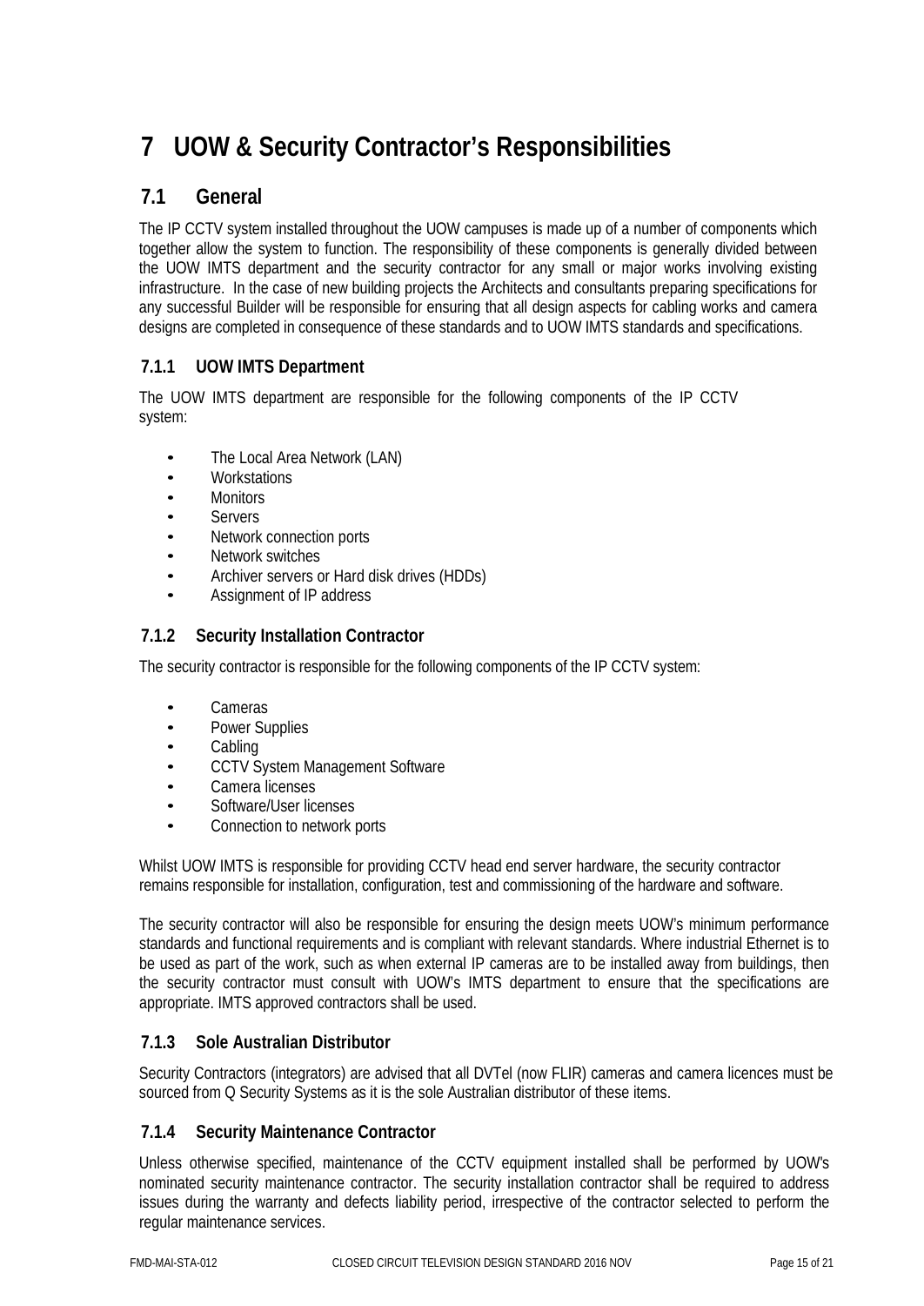# 7 UOW & Security Contractor's Responsibilities

## 7.1 General

The IP CCTV system installed throughout the UOW campuses is made up of a number of components which together allow the system to function. The responsibility of these components is generally divided between the UOW IMTS department and the security contractor for any small or major works involving existing infrastructure. In the case of new building projects the Architects and consultants preparing specifications for any successful Builder will be responsible for ensuring that all design aspects for cabling works and camera designs are completed in consequence of these standards and to UOW IMTS standards and specifications.

### 7.1.1 UOW IMTS Department

The UOW IMTS department are responsible for the following components of the IP CCTV system:

- The Local Area Network (LAN)
- Workstations
- Monitors
- Servers
- Network connection ports
- Network switches
- Archiver servers or Hard disk drives (HDDs)
- Assignment of IP address

### 7.1.2 Security Installation Contractor

The security contractor is responsible for the following components of the IP CCTV system:

- Cameras
- Power Supplies
- Cabling
- CCTV System Management Software
- Camera licenses
- Software/User licenses
- Connection to network ports

Whilst UOW IMTS is responsible for providing CCTV head end server hardware, the security contractor remains responsible for installation, configuration, test and commissioning of the hardware and software.

The security contractor will also be responsible for ensuring the design meets UOW's minimum performance standards and functional requirements and is compliant with relevant standards. Where industrial Ethernet is to be used as part of the work, such as when external IP cameras are to be installed away from buildings, then the security contractor must consult with UOW's IMTS department to ensure that the specifications are appropriate. IMTS approved contractors shall be used.

### 7.1.3 Sole Australian Distributor

Security Contractors (integrators) are advised that all DVTel (now FLIR) cameras and camera licences must be sourced from Q Security Systems as it is the sole Australian distributor of these items.

### 7.1.4 Security Maintenance Contractor

Unless otherwise specified, maintenance of the CCTV equipment installed shall be performed by UOW's nominated security maintenance contractor. The security installation contractor shall be required to address issues during the warranty and defects liability period, irrespective of the contractor selected to perform the regular maintenance services.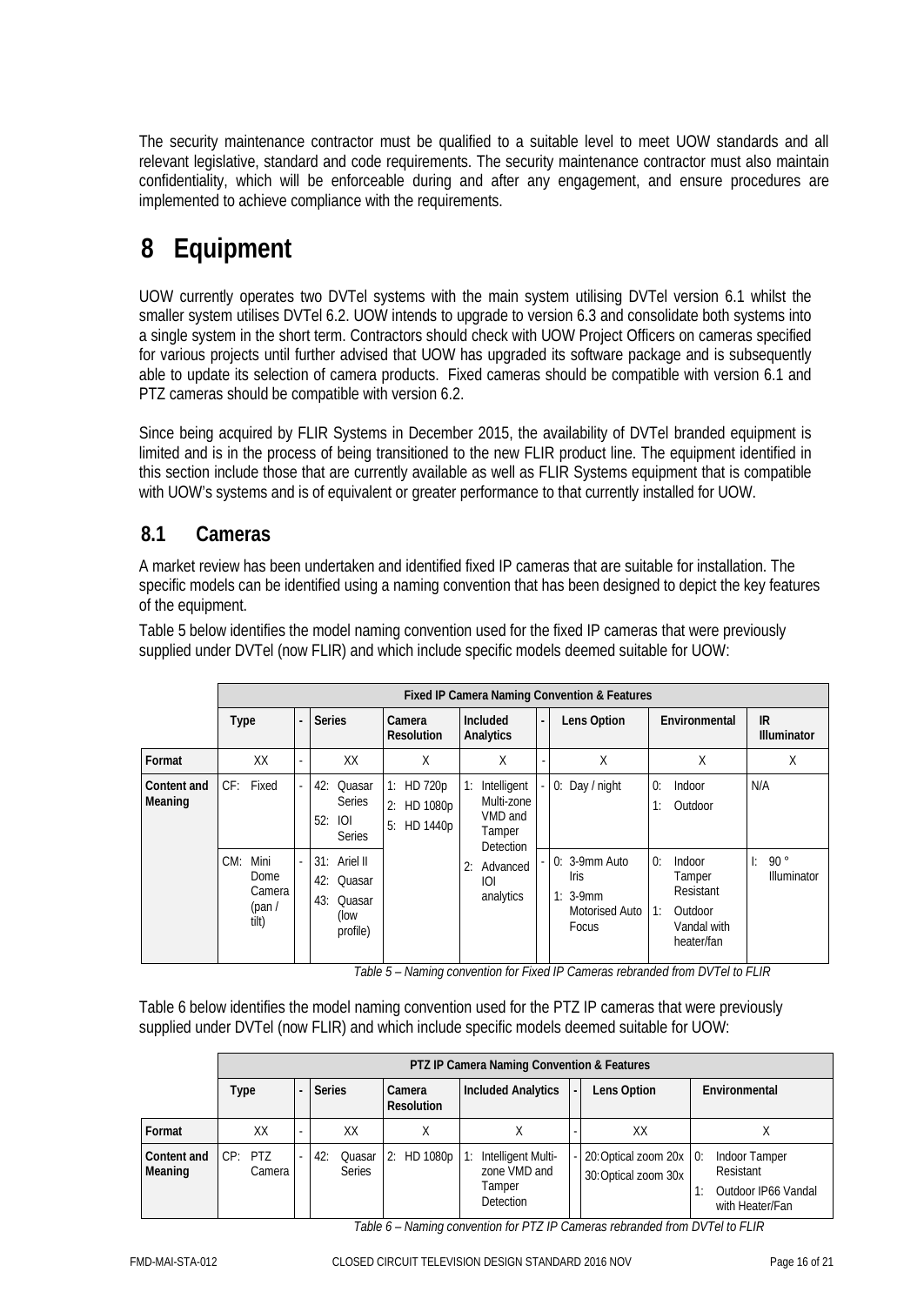The security maintenance contractor must be qualified to a suitable level to meet UOW standards and all relevant legislative, standard and code requirements. The security maintenance contractor must also maintain confidentiality, which will be enforceable during and after any engagement, and ensure procedures are implemented to achieve compliance with the requirements.

# 8 Equipment

UOW currently operates two DVTel systems with the main system utilising DVTel version 6.1 whilst the smaller system utilises DVTel 6.2. UOW intends to upgrade to version 6.3 and consolidate both systems into a single system in the short term. Contractors should check with UOW Project Officers on cameras specified for various projects until further advised that UOW has upgraded its software package and is subsequently able to update its selection of camera products. Fixed cameras should be compatible with version 6.1 and PTZ cameras should be compatible with version 6.2.

Since being acquired by FLIR Systems in December 2015, the availability of DVTel branded equipment is limited and is in the process of being transitioned to the new FLIR product line. The equipment identified in this section include those that are currently available as well as FLIR Systems equipment that is compatible with UOW's systems and is of equivalent or greater performance to that currently installed for UOW.

## 8.1 Cameras

A market review has been undertaken and identified fixed IP cameras that are suitable for installation. The specific models can be identified using a naming convention that has been designed to depict the key features of the equipment.

Table 5 below identifies the model naming convention used for the fixed IP cameras that were previously supplied under DVTel (now FLIR) and which include specific models deemed suitable for UOW:

| | Fixed IP Camera Naming Convention & Features | | | | | | | | |
|---|---|---|---|---|---|---|---|---|---|
| | Type | - | Series | Camera Resolution | Included Analytics | - | Lens Option | Environmental | IR Illuminator |
| Format | XX | - | XX | X | X | - | X | X | X |
| Content and Meaning | CF: Fixed | - | 42: Quasar Series<br>52: IOI Series | 1: HD 720p<br>2: HD 1080p<br>5: HD 1440p | 1: Intelligent Multi-zone VMD and Tamper Detection | - | 0: Day / night | 0: Indoor<br>1: Outdoor | N/A |
| | CM: Mini Dome Camera (pan / tilt) | - | 31: Ariel II<br>42: Quasar<br>43: Quasar (low profile) | | 2: Advanced IOI analytics | - | 0: 3-9mm Auto Iris<br>1: 3-9mm Motorised Auto Focus | 0: Indoor Tamper Resistant<br>1: Outdoor Vandal with heater/fan | I: 90 ° Illuminator |

*Table 5 – Naming convention for Fixed IP Cameras rebranded from DVTel to FLIR*

Table 6 below identifies the model naming convention used for the PTZ IP cameras that were previously supplied under DVTel (now FLIR) and which include specific models deemed suitable for UOW:

| | PTZ IP Camera Naming Convention & Features | | | | | | | |
|---|---|---|---|---|---|---|---|---|
| | Type | - | Series | Camera Resolution | Included Analytics | - | Lens Option | Environmental |
| Format | XX | - | XX | X | X | - | XX | X |
| Content and Meaning | CP: PTZ Camera | - | 42: Quasar Series | 2: HD 1080p | 1: Intelligent Multi-zone VMD and Tamper Detection | - | 20: Optical zoom 20x<br>30: Optical zoom 30x | 0: Indoor Tamper Resistant<br>1: Outdoor IP66 Vandal with Heater/Fan |

*Table 6 – Naming convention for PTZ IP Cameras rebranded from DVTel to FLIR*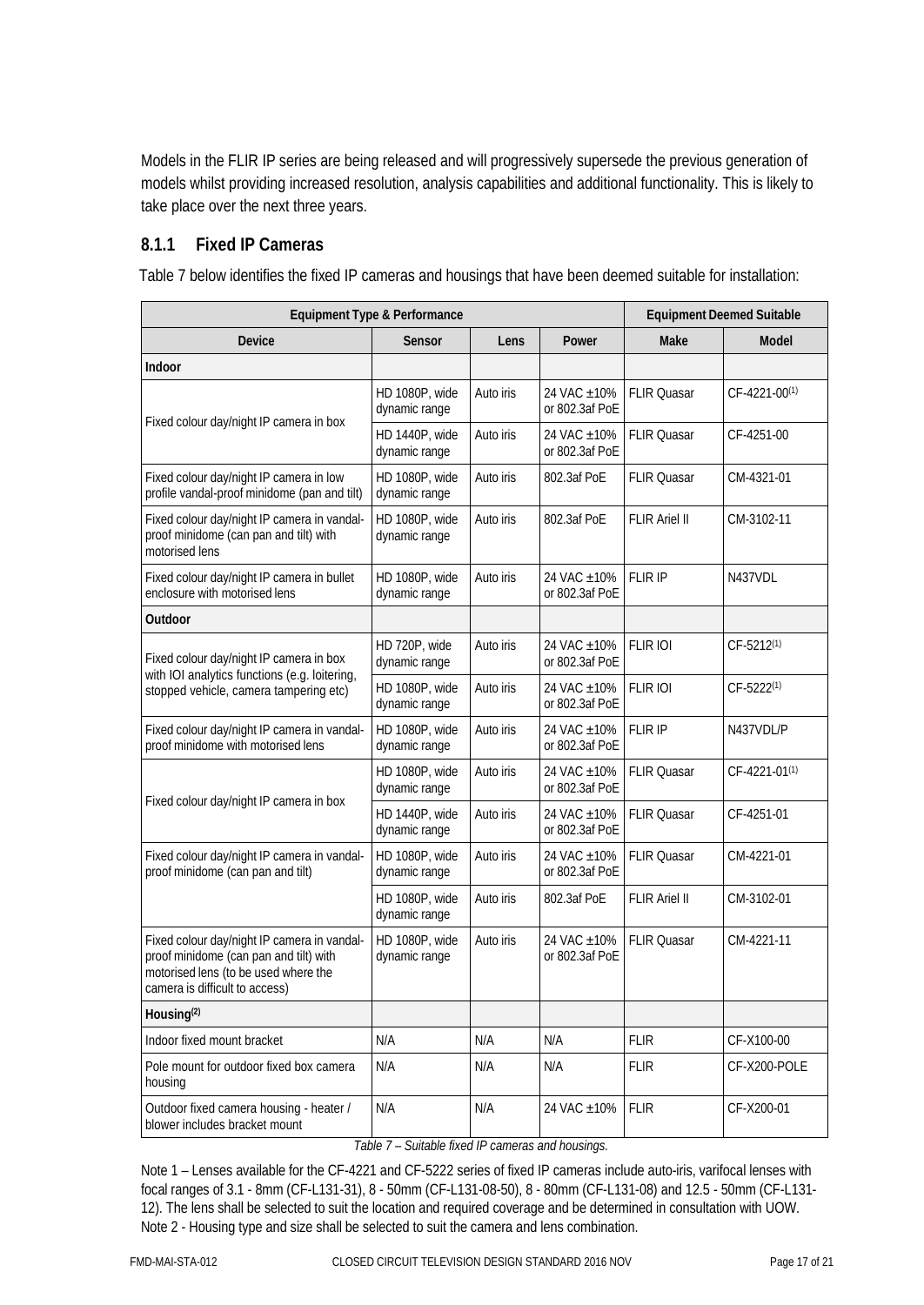Models in the FLIR IP series are being released and will progressively supersede the previous generation of models whilst providing increased resolution, analysis capabilities and additional functionality. This is likely to take place over the next three years.

### 8.1.1 Fixed IP Cameras

Table 7 below identifies the fixed IP cameras and housings that have been deemed suitable for installation:

| Equipment Type & Performance | | | | Equipment Deemed Suitable | |
|---|---|---|---|---|---|
| **Device** | **Sensor** | **Lens** | **Power** | **Make** | **Model** |
| **Indoor** | | | | | |
| Fixed colour day/night IP camera in box | HD 1080P, wide dynamic range | Auto iris | 24 VAC ±10% or 802.3af PoE | FLIR Quasar | CF-4221-00(1) |
| | HD 1440P, wide dynamic range | Auto iris | 24 VAC ±10% or 802.3af PoE | FLIR Quasar | CF-4251-00 |
| Fixed colour day/night IP camera in low profile vandal-proof minidome (pan and tilt) | HD 1080P, wide dynamic range | Auto iris | 802.3af PoE | FLIR Quasar | CM-4321-01 |
| Fixed colour day/night IP camera in vandal-proof minidome (can pan and tilt) with motorised lens | HD 1080P, wide dynamic range | Auto iris | 802.3af PoE | FLIR Ariel II | CM-3102-11 |
| Fixed colour day/night IP camera in bullet enclosure with motorised lens | HD 1080P, wide dynamic range | Auto iris | 24 VAC ±10% or 802.3af PoE | FLIR IP | N437VDL |
| **Outdoor** | | | | | |
| Fixed colour day/night IP camera in box with IOI analytics functions (e.g. loitering, stopped vehicle, camera tampering etc) | HD 720P, wide dynamic range | Auto iris | 24 VAC ±10% or 802.3af PoE | FLIR IOI | CF-5212(1) |
| | HD 1080P, wide dynamic range | Auto iris | 24 VAC ±10% or 802.3af PoE | FLIR IOI | CF-5222(1) |
| Fixed colour day/night IP camera in vandal-proof minidome with motorised lens | HD 1080P, wide dynamic range | Auto iris | 24 VAC ±10% or 802.3af PoE | FLIR IP | N437VDL/P |
| Fixed colour day/night IP camera in box | HD 1080P, wide dynamic range | Auto iris | 24 VAC ±10% or 802.3af PoE | FLIR Quasar | CF-4221-01(1) |
| | HD 1440P, wide dynamic range | Auto iris | 24 VAC ±10% or 802.3af PoE | FLIR Quasar | CF-4251-01 |
| Fixed colour day/night IP camera in vandal-proof minidome (can pan and tilt) | HD 1080P, wide dynamic range | Auto iris | 24 VAC ±10% or 802.3af PoE | FLIR Quasar | CM-4221-01 |
| | HD 1080P, wide dynamic range | Auto iris | 802.3af PoE | FLIR Ariel II | CM-3102-01 |
| Fixed colour day/night IP camera in vandal-proof minidome (can pan and tilt) with motorised lens (to be used where the camera is difficult to access) | HD 1080P, wide dynamic range | Auto iris | 24 VAC ±10% or 802.3af PoE | FLIR Quasar | CM-4221-11 |
| **Housing(2)** | | | | | |
| Indoor fixed mount bracket | N/A | N/A | N/A | FLIR | CF-X100-00 |
| Pole mount for outdoor fixed box camera housing | N/A | N/A | N/A | FLIR | CF-X200-POLE |
| Outdoor fixed camera housing - heater / blower includes bracket mount | N/A | N/A | 24 VAC ±10% | FLIR | CF-X200-01 |

*Table 7 – Suitable fixed IP cameras and housings.*

Note 1 – Lenses available for the CF-4221 and CF-5222 series of fixed IP cameras include auto-iris, varifocal lenses with focal ranges of 3.1 - 8mm (CF-L131-31), 8 - 50mm (CF-L131-08-50), 8 - 80mm (CF-L131-08) and 12.5 - 50mm (CF-L131-12). The lens shall be selected to suit the location and required coverage and be determined in consultation with UOW.
Note 2 - Housing type and size shall be selected to suit the camera and lens combination.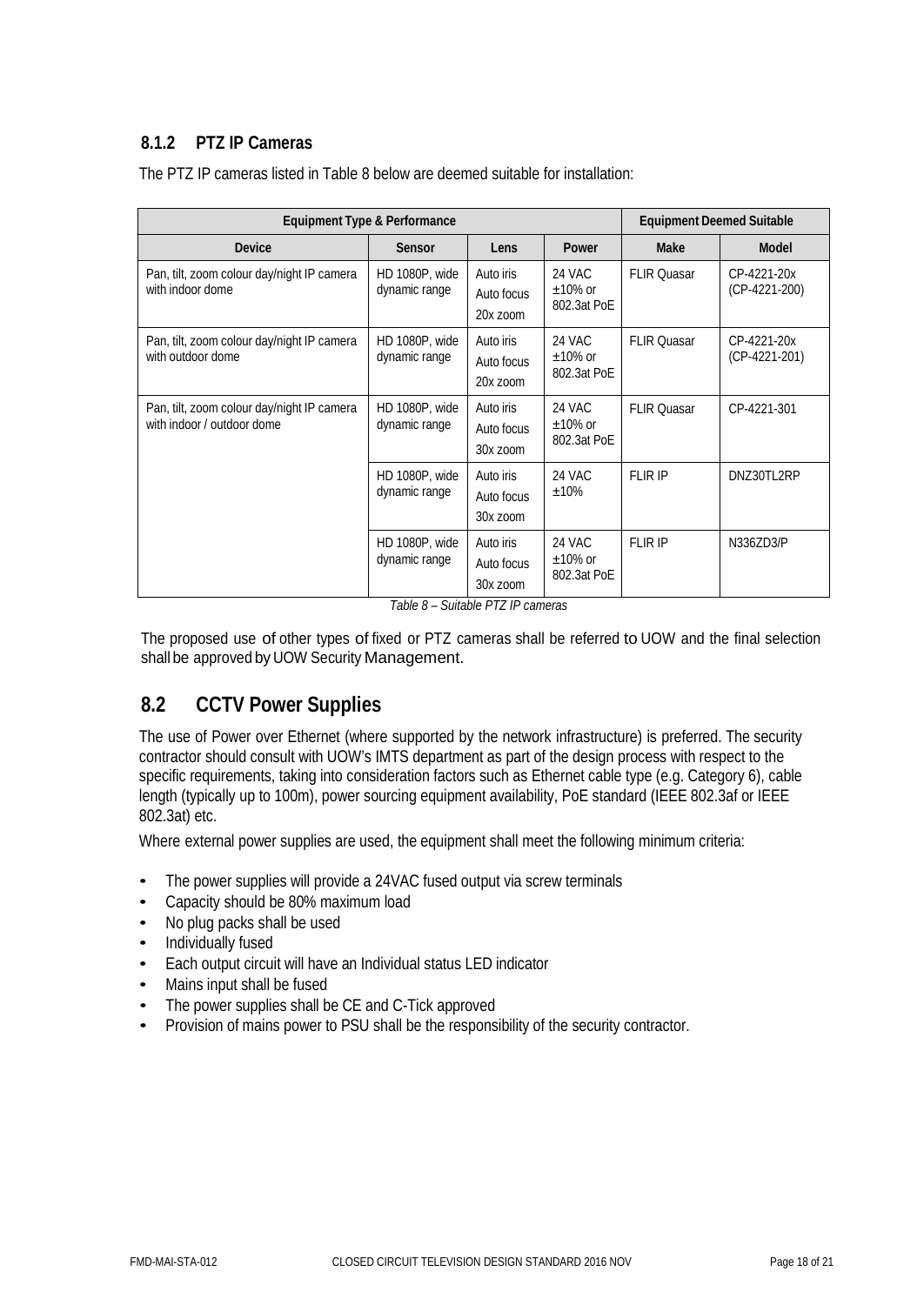### 8.1.2 PTZ IP Cameras

The PTZ IP cameras listed in Table 8 below are deemed suitable for installation:

| Equipment Type & Performance | | | | Equipment Deemed Suitable | |
|---|---|---|---|---|---|
| **Device** | **Sensor** | **Lens** | **Power** | **Make** | **Model** |
| Pan, tilt, zoom colour day/night IP camera with indoor dome | HD 1080P, wide dynamic range | Auto iris<br>Auto focus<br>20x zoom | 24 VAC ±10% or 802.3at PoE | FLIR Quasar | CP-4221-20x (CP-4221-200) |
| Pan, tilt, zoom colour day/night IP camera with outdoor dome | HD 1080P, wide dynamic range | Auto iris<br>Auto focus<br>20x zoom | 24 VAC ±10% or 802.3at PoE | FLIR Quasar | CP-4221-20x (CP-4221-201) |
| Pan, tilt, zoom colour day/night IP camera with indoor / outdoor dome | HD 1080P, wide dynamic range | Auto iris<br>Auto focus<br>30x zoom | 24 VAC ±10% or 802.3at PoE | FLIR Quasar | CP-4221-301 |
| | HD 1080P, wide dynamic range | Auto iris<br>Auto focus<br>30x zoom | 24 VAC ±10% | FLIR IP | DNZ30TL2RP |
| | HD 1080P, wide dynamic range | Auto iris<br>Auto focus<br>30x zoom | 24 VAC ±10% or 802.3at PoE | FLIR IP | N336ZD3/P |

*Table 8 – Suitable PTZ IP cameras*

The proposed use of other types of fixed or PTZ cameras shall be referred to UOW and the final selection shall be approved by UOW Security Management.

## 8.2 CCTV Power Supplies

The use of Power over Ethernet (where supported by the network infrastructure) is preferred. The security contractor should consult with UOW's IMTS department as part of the design process with respect to the specific requirements, taking into consideration factors such as Ethernet cable type (e.g. Category 6), cable length (typically up to 100m), power sourcing equipment availability, PoE standard (IEEE 802.3af or IEEE 802.3at) etc.

Where external power supplies are used, the equipment shall meet the following minimum criteria:

- The power supplies will provide a 24VAC fused output via screw terminals
- Capacity should be 80% maximum load
- No plug packs shall be used
- Individually fused
- Each output circuit will have an Individual status LED indicator
- Mains input shall be fused
- The power supplies shall be CE and C-Tick approved
- Provision of mains power to PSU shall be the responsibility of the security contractor.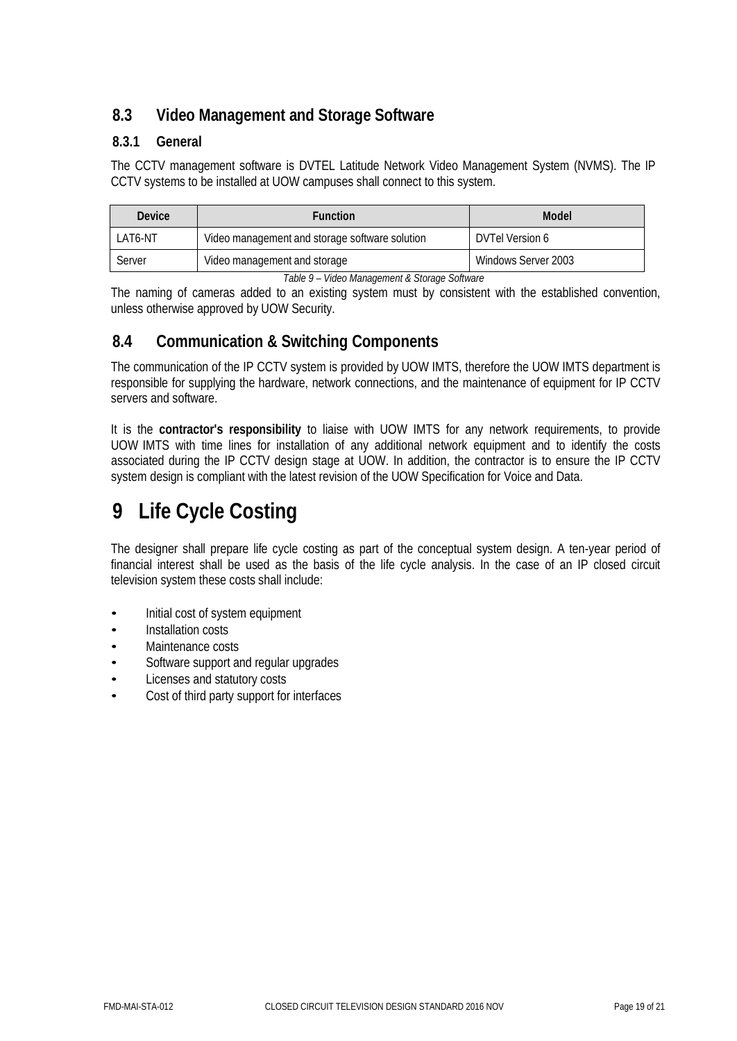## 8.3 Video Management and Storage Software

### 8.3.1 General

The CCTV management software is DVTEL Latitude Network Video Management System (NVMS). The IP CCTV systems to be installed at UOW campuses shall connect to this system.

| Device | Function | Model |
|---|---|---|
| LAT6-NT | Video management and storage software solution | DVTel Version 6 |
| Server | Video management and storage | Windows Server 2003 |

*Table 9 – Video Management & Storage Software*

The naming of cameras added to an existing system must by consistent with the established convention, unless otherwise approved by UOW Security.

## 8.4 Communication & Switching Components

The communication of the IP CCTV system is provided by UOW IMTS, therefore the UOW IMTS department is responsible for supplying the hardware, network connections, and the maintenance of equipment for IP CCTV servers and software.

It is the **contractor's responsibility** to liaise with UOW IMTS for any network requirements, to provide UOW IMTS with time lines for installation of any additional network equipment and to identify the costs associated during the IP CCTV design stage at UOW. In addition, the contractor is to ensure the IP CCTV system design is compliant with the latest revision of the UOW Specification for Voice and Data.

# 9 Life Cycle Costing

The designer shall prepare life cycle costing as part of the conceptual system design. A ten-year period of financial interest shall be used as the basis of the life cycle analysis. In the case of an IP closed circuit television system these costs shall include:

- Initial cost of system equipment
- Installation costs
- Maintenance costs
- Software support and regular upgrades
- Licenses and statutory costs
- Cost of third party support for interfaces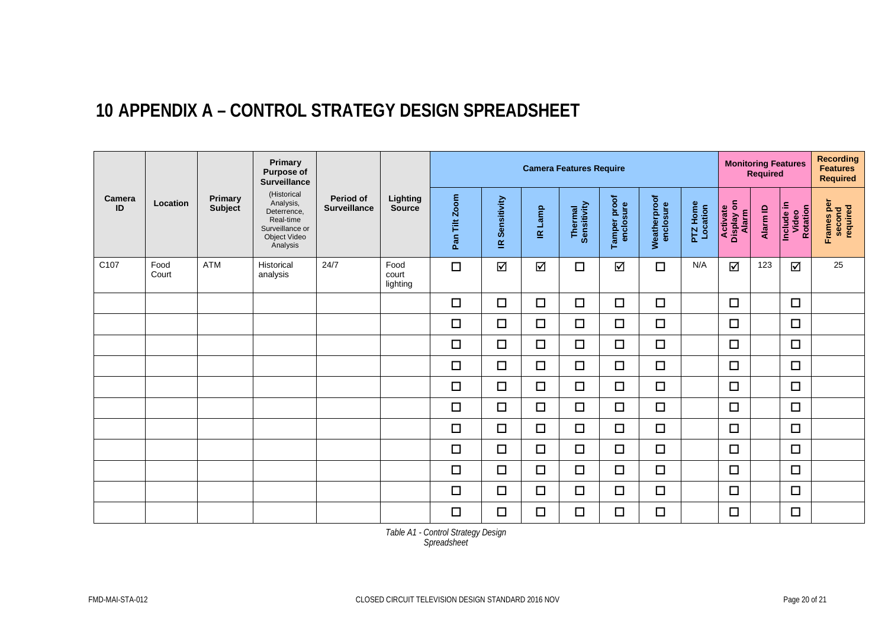# 10 APPENDIX A – CONTROL STRATEGY DESIGN SPREADSHEET

| Camera ID | Location | Primary Subject | Primary Purpose of Surveillance (Historical Analysis, Deterrence, Real-time Surveillance or Object Video Analysis | Period of Surveillance | Lighting Source | Camera Features Require | | | | | | | Monitoring Features Required | | | Recording Features Required |
|---|---|---|---|---|---|---|---|---|---|---|---|---|---|---|---|---|
| | | | | | | Pan Tilt Zoom | IR Sensitivity | IR Lamp | Thermal Sensitivity | Tamper proof enclosure | Weatherproof enclosure | PTZ Home Location | Activate Display on Alarm | Alarm ID | Include in Video Rotation | Frames per second required |
| C107 | Food Court | ATM | Historical analysis | 24/7 | Food court lighting | ☐ | ☑ | ☑ | ☐ | ☑ | ☐ | N/A | ☑ | 123 | ☑ | 25 |
| | | | | | | ☐ | ☐ | ☐ | ☐ | ☐ | ☐ | | ☐ | | ☐ | |
| | | | | | | ☐ | ☐ | ☐ | ☐ | ☐ | ☐ | | ☐ | | ☐ | |
| | | | | | | ☐ | ☐ | ☐ | ☐ | ☐ | ☐ | | ☐ | | ☐ | |
| | | | | | | ☐ | ☐ | ☐ | ☐ | ☐ | ☐ | | ☐ | | ☐ | |
| | | | | | | ☐ | ☐ | ☐ | ☐ | ☐ | ☐ | | ☐ | | ☐ | |
| | | | | | | ☐ | ☐ | ☐ | ☐ | ☐ | ☐ | | ☐ | | ☐ | |
| | | | | | | ☐ | ☐ | ☐ | ☐ | ☐ | ☐ | | ☐ | | ☐ | |
| | | | | | | ☐ | ☐ | ☐ | ☐ | ☐ | ☐ | | ☐ | | ☐ | |
| | | | | | | ☐ | ☐ | ☐ | ☐ | ☐ | ☐ | | ☐ | | ☐ | |
| | | | | | | ☐ | ☐ | ☐ | ☐ | ☐ | ☐ | | ☐ | | ☐ | |
| | | | | | | ☐ | ☐ | ☐ | ☐ | ☐ | ☐ | | ☐ | | ☐ | |

*Table A1 - Control Strategy Design Spreadsheet*